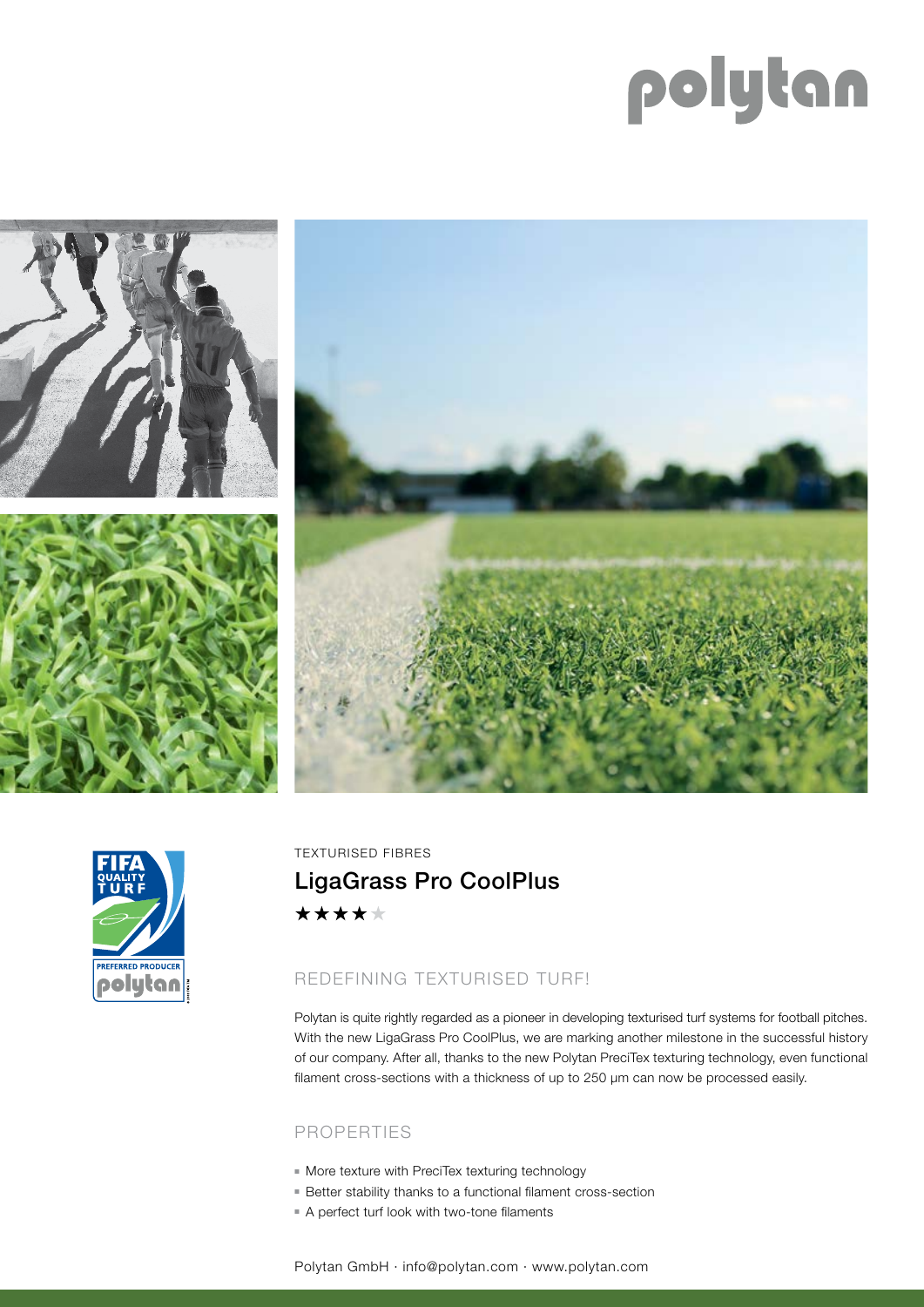polytan

TEXTURISED FIBRES

# LigaGrass Pro CoolPlus

★★★★★

## REDEFINING TEXTURISED TURF!

Polytan is quite rightly regarded as a pioneer in developing texturised turf systems for football pitches. With the new LigaGrass Pro CoolPlus, we are marking another milestone in the successful history of our company. After all, thanks to the new Polytan PreciTex texturing technology, even functional filament cross-sections with a thickness of up to 250 μm can now be processed easily.

## PROPERTIES

- More texture with PreciTex texturing technology
- Better stability thanks to a functional filament cross-section
- A perfect turf look with two-tone filaments

Polytan GmbH · info@polytan.com · www.polytan.com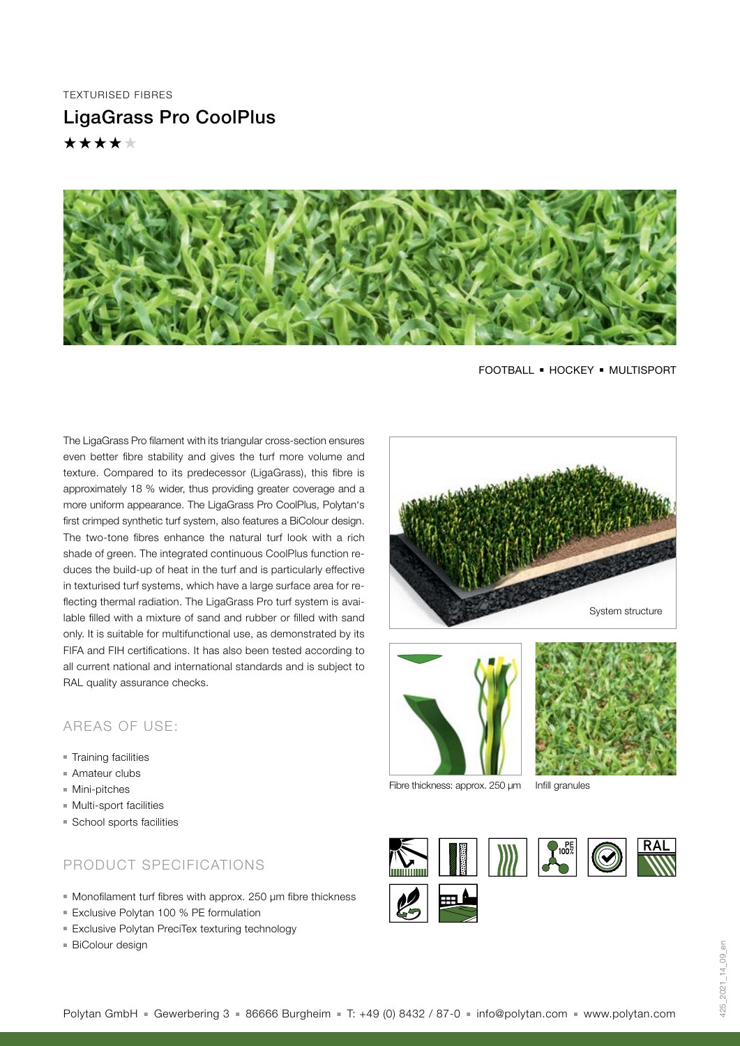TEXTURISED FIBRES

# LigaGrass Pro CoolPlus

★★★★☆

FOOTBALL ▪ HOCKEY ▪ MULTISPORT

The LigaGrass Pro filament with its triangular cross-section ensures even better fibre stability and gives the turf more volume and texture. Compared to its predecessor (LigaGrass), this fibre is approximately 18 % wider, thus providing greater coverage and a more uniform appearance. The LigaGrass Pro CoolPlus, Polytan's first crimped synthetic turf system, also features a BiColour design. The two-tone fibres enhance the natural turf look with a rich shade of green. The integrated continuous CoolPlus function reduces the build-up of heat in the turf and is particularly effective in texturised turf systems, which have a large surface area for reflecting thermal radiation. The LigaGrass Pro turf system is available filled with a mixture of sand and rubber or filled with sand only. It is suitable for multifunctional use, as demonstrated by its FIFA and FIH certifications. It has also been tested according to all current national and international standards and is subject to RAL quality assurance checks.

System structure

Fibre thickness: approx. 250 µm

Infill granules

## AREAS OF USE:

- Training facilities
- Amateur clubs
- Mini-pitches
- Multi-sport facilities
- School sports facilities

## PRODUCT SPECIFICATIONS

- Monofilament turf fibres with approx. 250 µm fibre thickness
- Exclusive Polytan 100 % PE formulation
- Exclusive Polytan PreciTex texturing technology
- BiColour design

Polytan GmbH ▪ Gewerbering 3 ▪ 86666 Burgheim ▪ T: +49 (0) 8432 / 87-0 ▪ info@polytan.com ▪ www.polytan.com